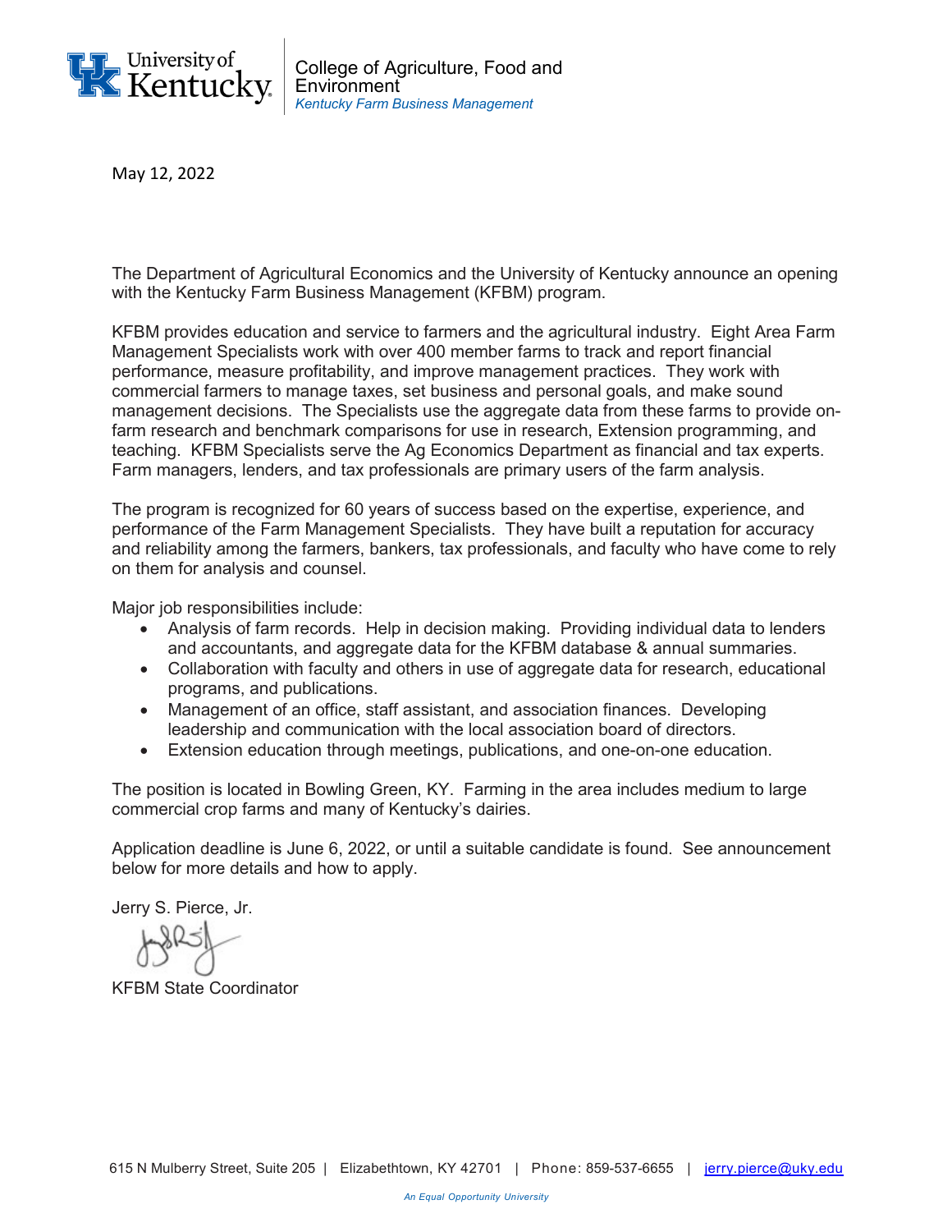University of Kentucky

College of Agriculture, Food and Environment
*Kentucky Farm Business Management*

May 12, 2022

The Department of Agricultural Economics and the University of Kentucky announce an opening with the Kentucky Farm Business Management (KFBM) program.

KFBM provides education and service to farmers and the agricultural industry. Eight Area Farm Management Specialists work with over 400 member farms to track and report financial performance, measure profitability, and improve management practices. They work with commercial farmers to manage taxes, set business and personal goals, and make sound management decisions. The Specialists use the aggregate data from these farms to provide on-farm research and benchmark comparisons for use in research, Extension programming, and teaching. KFBM Specialists serve the Ag Economics Department as financial and tax experts. Farm managers, lenders, and tax professionals are primary users of the farm analysis.

The program is recognized for 60 years of success based on the expertise, experience, and performance of the Farm Management Specialists. They have built a reputation for accuracy and reliability among the farmers, bankers, tax professionals, and faculty who have come to rely on them for analysis and counsel.

Major job responsibilities include:

- Analysis of farm records. Help in decision making. Providing individual data to lenders and accountants, and aggregate data for the KFBM database & annual summaries.
- Collaboration with faculty and others in use of aggregate data for research, educational programs, and publications.
- Management of an office, staff assistant, and association finances. Developing leadership and communication with the local association board of directors.
- Extension education through meetings, publications, and one-on-one education.

The position is located in Bowling Green, KY. Farming in the area includes medium to large commercial crop farms and many of Kentucky's dairies.

Application deadline is June 6, 2022, or until a suitable candidate is found. See announcement below for more details and how to apply.

Jerry S. Pierce, Jr.

KFBM State Coordinator

615 N Mulberry Street, Suite 205 | Elizabethtown, KY 42701 | Phone: 859-537-6655 | jerry.pierce@uky.edu

*An Equal Opportunity University*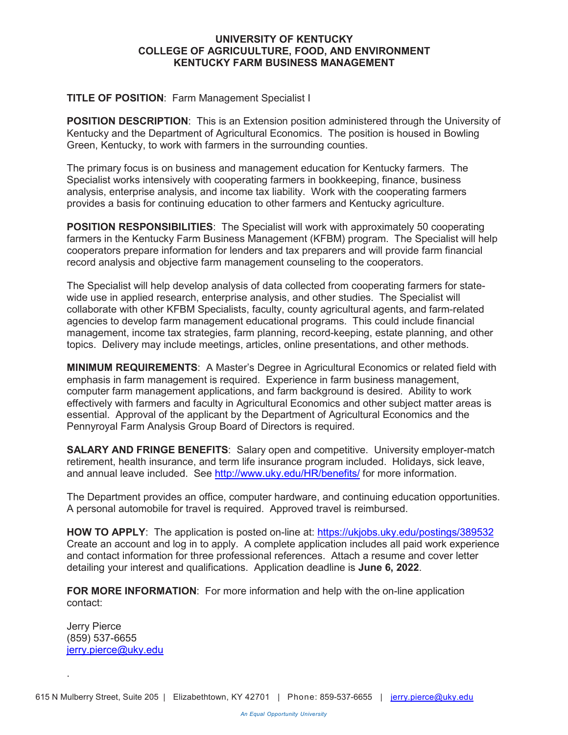**UNIVERSITY OF KENTUCKY**
**COLLEGE OF AGRICUULTURE, FOOD, AND ENVIRONMENT**
**KENTUCKY FARM BUSINESS MANAGEMENT**

**TITLE OF POSITION**: Farm Management Specialist I

**POSITION DESCRIPTION**: This is an Extension position administered through the University of Kentucky and the Department of Agricultural Economics. The position is housed in Bowling Green, Kentucky, to work with farmers in the surrounding counties.

The primary focus is on business and management education for Kentucky farmers. The Specialist works intensively with cooperating farmers in bookkeeping, finance, business analysis, enterprise analysis, and income tax liability. Work with the cooperating farmers provides a basis for continuing education to other farmers and Kentucky agriculture.

**POSITION RESPONSIBILITIES**: The Specialist will work with approximately 50 cooperating farmers in the Kentucky Farm Business Management (KFBM) program. The Specialist will help cooperators prepare information for lenders and tax preparers and will provide farm financial record analysis and objective farm management counseling to the cooperators.

The Specialist will help develop analysis of data collected from cooperating farmers for state-wide use in applied research, enterprise analysis, and other studies. The Specialist will collaborate with other KFBM Specialists, faculty, county agricultural agents, and farm-related agencies to develop farm management educational programs. This could include financial management, income tax strategies, farm planning, record-keeping, estate planning, and other topics. Delivery may include meetings, articles, online presentations, and other methods.

**MINIMUM REQUIREMENTS**: A Master's Degree in Agricultural Economics or related field with emphasis in farm management is required. Experience in farm business management, computer farm management applications, and farm background is desired. Ability to work effectively with farmers and faculty in Agricultural Economics and other subject matter areas is essential. Approval of the applicant by the Department of Agricultural Economics and the Pennyroyal Farm Analysis Group Board of Directors is required.

**SALARY AND FRINGE BENEFITS**: Salary open and competitive. University employer-match retirement, health insurance, and term life insurance program included. Holidays, sick leave, and annual leave included. See http://www.uky.edu/HR/benefits/ for more information.

The Department provides an office, computer hardware, and continuing education opportunities. A personal automobile for travel is required. Approved travel is reimbursed.

**HOW TO APPLY**: The application is posted on-line at: https://ukjobs.uky.edu/postings/389532 Create an account and log in to apply. A complete application includes all paid work experience and contact information for three professional references. Attach a resume and cover letter detailing your interest and qualifications. Application deadline is **June 6, 2022**.

**FOR MORE INFORMATION**: For more information and help with the on-line application contact:

Jerry Pierce
(859) 537-6655
jerry.pierce@uky.edu

.

615 N Mulberry Street, Suite 205 | Elizabethtown, KY 42701 | Phone: 859-537-6655 | jerry.pierce@uky.edu

*An Equal Opportunity University*